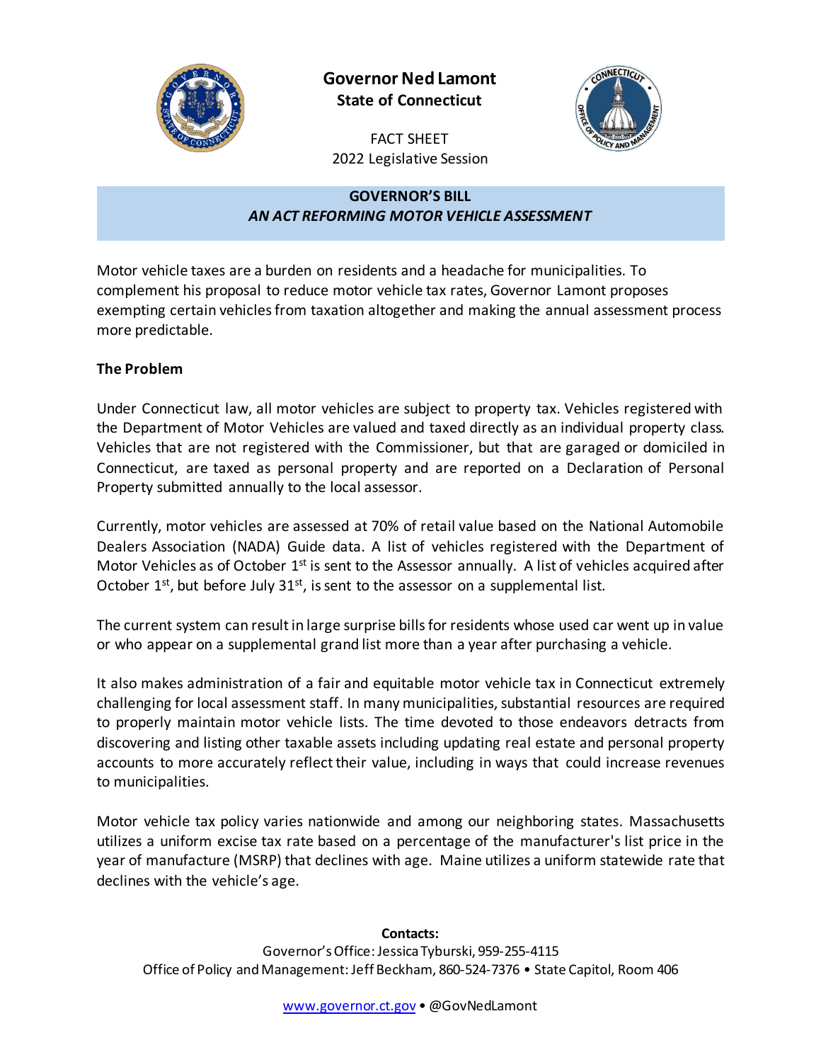**Governor Ned Lamont**
**State of Connecticut**

FACT SHEET
2022 Legislative Session

## GOVERNOR'S BILL
## *AN ACT REFORMING MOTOR VEHICLE ASSESSMENT*

Motor vehicle taxes are a burden on residents and a headache for municipalities. To complement his proposal to reduce motor vehicle tax rates, Governor Lamont proposes exempting certain vehicles from taxation altogether and making the annual assessment process more predictable.

### The Problem

Under Connecticut law, all motor vehicles are subject to property tax. Vehicles registered with the Department of Motor Vehicles are valued and taxed directly as an individual property class. Vehicles that are not registered with the Commissioner, but that are garaged or domiciled in Connecticut, are taxed as personal property and are reported on a Declaration of Personal Property submitted annually to the local assessor.

Currently, motor vehicles are assessed at 70% of retail value based on the National Automobile Dealers Association (NADA) Guide data. A list of vehicles registered with the Department of Motor Vehicles as of October 1st is sent to the Assessor annually. A list of vehicles acquired after October 1st, but before July 31st, is sent to the assessor on a supplemental list.

The current system can result in large surprise bills for residents whose used car went up in value or who appear on a supplemental grand list more than a year after purchasing a vehicle.

It also makes administration of a fair and equitable motor vehicle tax in Connecticut extremely challenging for local assessment staff. In many municipalities, substantial resources are required to properly maintain motor vehicle lists. The time devoted to those endeavors detracts from discovering and listing other taxable assets including updating real estate and personal property accounts to more accurately reflect their value, including in ways that could increase revenues to municipalities.

Motor vehicle tax policy varies nationwide and among our neighboring states. Massachusetts utilizes a uniform excise tax rate based on a percentage of the manufacturer's list price in the year of manufacture (MSRP) that declines with age. Maine utilizes a uniform statewide rate that declines with the vehicle's age.

**Contacts:**
Governor's Office: Jessica Tyburski, 959-255-4115
Office of Policy and Management: Jeff Beckham, 860-524-7376 • State Capitol, Room 406

www.governor.ct.gov • @GovNedLamont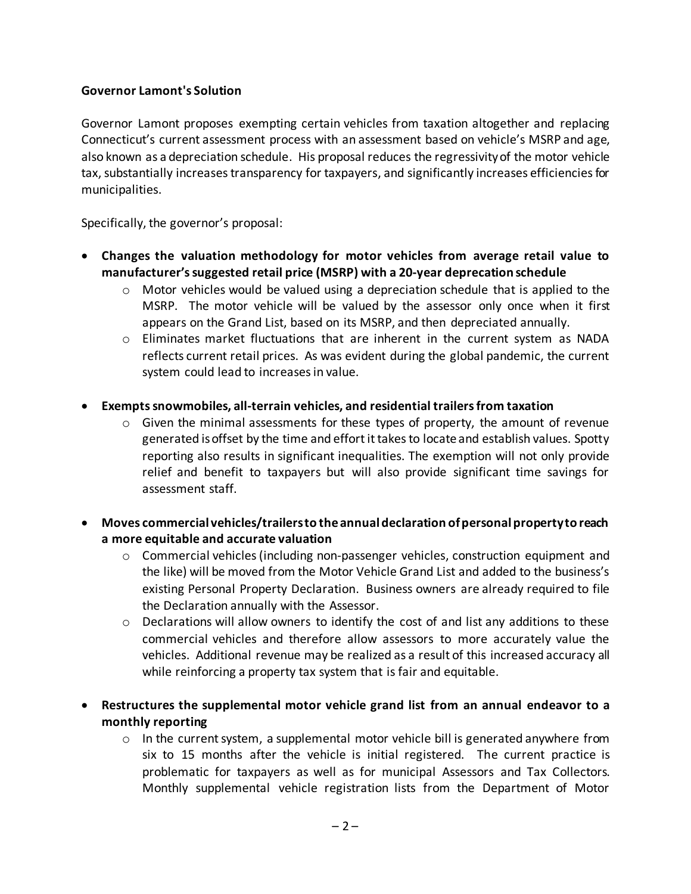**Governor Lamont's Solution**

Governor Lamont proposes exempting certain vehicles from taxation altogether and replacing Connecticut's current assessment process with an assessment based on vehicle's MSRP and age, also known as a depreciation schedule. His proposal reduces the regressivity of the motor vehicle tax, substantially increases transparency for taxpayers, and significantly increases efficiencies for municipalities.

Specifically, the governor's proposal:

- **Changes the valuation methodology for motor vehicles from average retail value to manufacturer's suggested retail price (MSRP) with a 20-year deprecation schedule**
  - Motor vehicles would be valued using a depreciation schedule that is applied to the MSRP. The motor vehicle will be valued by the assessor only once when it first appears on the Grand List, based on its MSRP, and then depreciated annually.
  - Eliminates market fluctuations that are inherent in the current system as NADA reflects current retail prices. As was evident during the global pandemic, the current system could lead to increases in value.
- **Exempts snowmobiles, all-terrain vehicles, and residential trailers from taxation**
  - Given the minimal assessments for these types of property, the amount of revenue generated is offset by the time and effort it takes to locate and establish values. Spotty reporting also results in significant inequalities. The exemption will not only provide relief and benefit to taxpayers but will also provide significant time savings for assessment staff.
- **Moves commercial vehicles/trailers to the annual declaration of personal property to reach a more equitable and accurate valuation**
  - Commercial vehicles (including non-passenger vehicles, construction equipment and the like) will be moved from the Motor Vehicle Grand List and added to the business's existing Personal Property Declaration. Business owners are already required to file the Declaration annually with the Assessor.
  - Declarations will allow owners to identify the cost of and list any additions to these commercial vehicles and therefore allow assessors to more accurately value the vehicles. Additional revenue may be realized as a result of this increased accuracy all while reinforcing a property tax system that is fair and equitable.
- **Restructures the supplemental motor vehicle grand list from an annual endeavor to a monthly reporting**
  - In the current system, a supplemental motor vehicle bill is generated anywhere from six to 15 months after the vehicle is initial registered. The current practice is problematic for taxpayers as well as for municipal Assessors and Tax Collectors. Monthly supplemental vehicle registration lists from the Department of Motor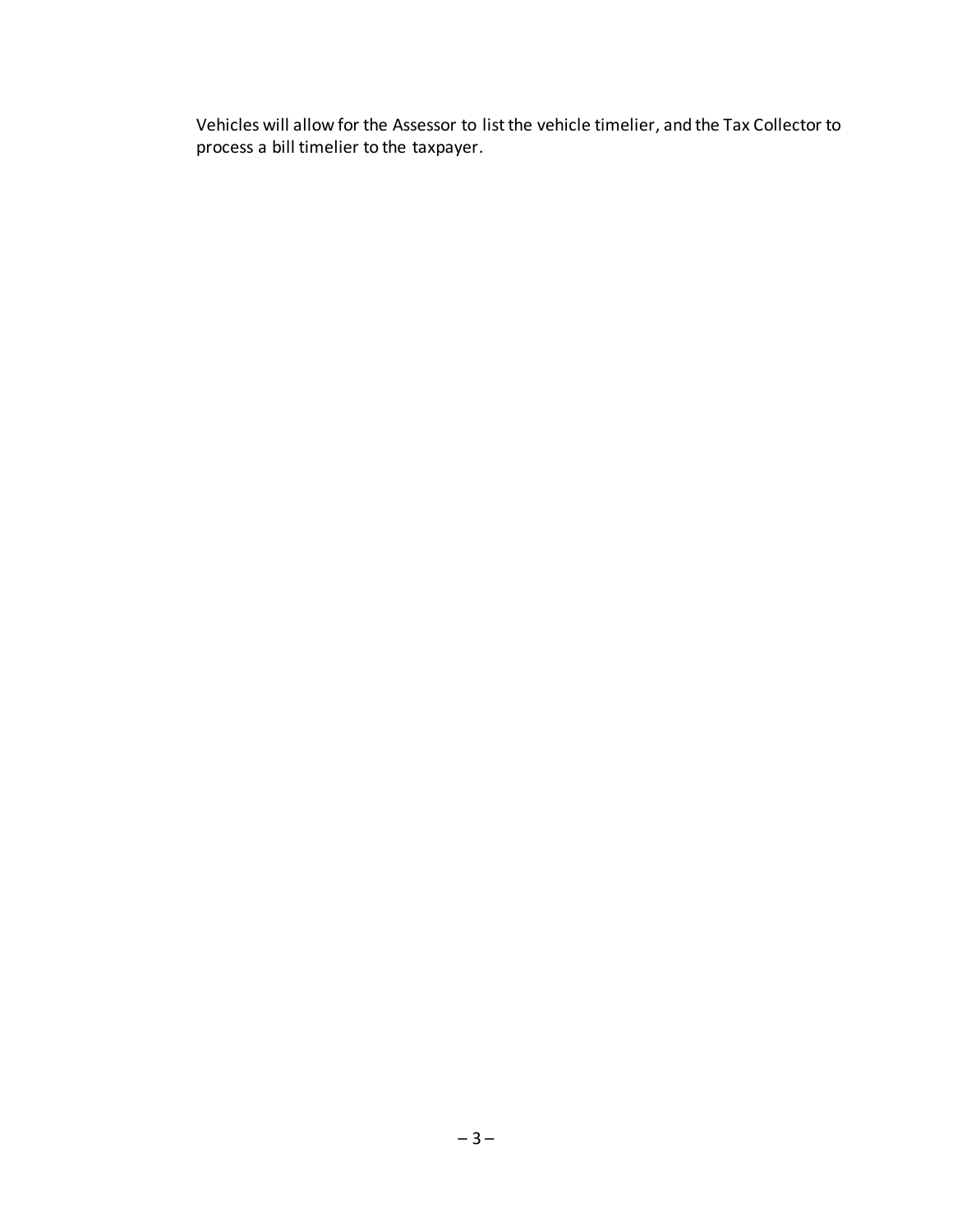Vehicles will allow for the Assessor to list the vehicle timelier, and the Tax Collector to process a bill timelier to the taxpayer.